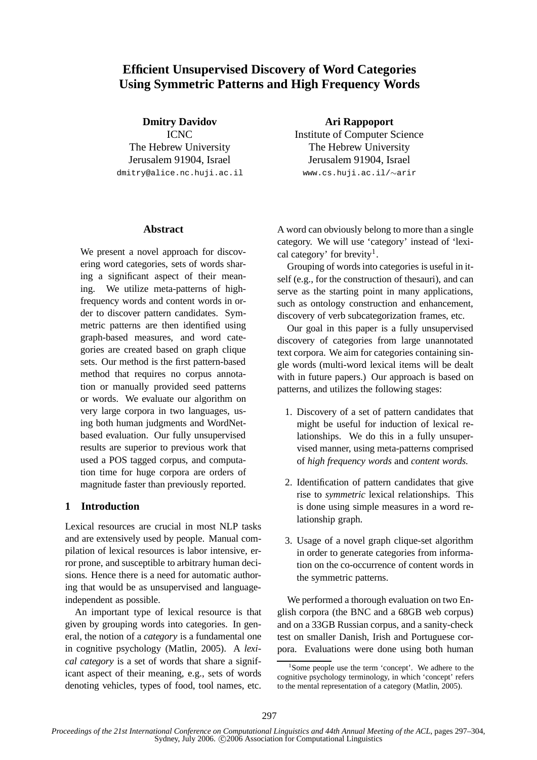# Efficient Unsupervised Discovery of Word Categories Using Symmetric Patterns and High Frequency Words

**Dmitry Davidov**
ICNC
The Hebrew University
Jerusalem 91904, Israel
dmitry@alice.nc.huji.ac.il

**Ari Rappoport**
Institute of Computer Science
The Hebrew University
Jerusalem 91904, Israel
www.cs.huji.ac.il/∼arir

## Abstract

We present a novel approach for discovering word categories, sets of words sharing a significant aspect of their meaning. We utilize meta-patterns of high-frequency words and content words in order to discover pattern candidates. Symmetric patterns are then identified using graph-based measures, and word categories are created based on graph clique sets. Our method is the first pattern-based method that requires no corpus annotation or manually provided seed patterns or words. We evaluate our algorithm on very large corpora in two languages, using both human judgments and WordNet-based evaluation. Our fully unsupervised results are superior to previous work that used a POS tagged corpus, and computation time for huge corpora are orders of magnitude faster than previously reported.

## 1 Introduction

Lexical resources are crucial in most NLP tasks and are extensively used by people. Manual compilation of lexical resources is labor intensive, error prone, and susceptible to arbitrary human decisions. Hence there is a need for automatic authoring that would be as unsupervised and language-independent as possible.

An important type of lexical resource is that given by grouping words into categories. In general, the notion of a *category* is a fundamental one in cognitive psychology (Matlin, 2005). A *lexical category* is a set of words that share a significant aspect of their meaning, e.g., sets of words denoting vehicles, types of food, tool names, etc. A word can obviously belong to more than a single category. We will use 'category' instead of 'lexical category' for brevity[1].

Grouping of words into categories is useful in itself (e.g., for the construction of thesauri), and can serve as the starting point in many applications, such as ontology construction and enhancement, discovery of verb subcategorization frames, etc.

Our goal in this paper is a fully unsupervised discovery of categories from large unannotated text corpora. We aim for categories containing single words (multi-word lexical items will be dealt with in future papers.) Our approach is based on patterns, and utilizes the following stages:

1. Discovery of a set of pattern candidates that might be useful for induction of lexical relationships. We do this in a fully unsupervised manner, using meta-patterns comprised of *high frequency words* and *content words.*
2. Identification of pattern candidates that give rise to *symmetric* lexical relationships. This is done using simple measures in a word relationship graph.
3. Usage of a novel graph clique-set algorithm in order to generate categories from information on the co-occurrence of content words in the symmetric patterns.

We performed a thorough evaluation on two English corpora (the BNC and a 68GB web corpus) and on a 33GB Russian corpus, and a sanity-check test on smaller Danish, Irish and Portuguese corpora. Evaluations were done using both human

[1] Some people use the term 'concept'. We adhere to the cognitive psychology terminology, in which 'concept' refers to the mental representation of a category (Matlin, 2005).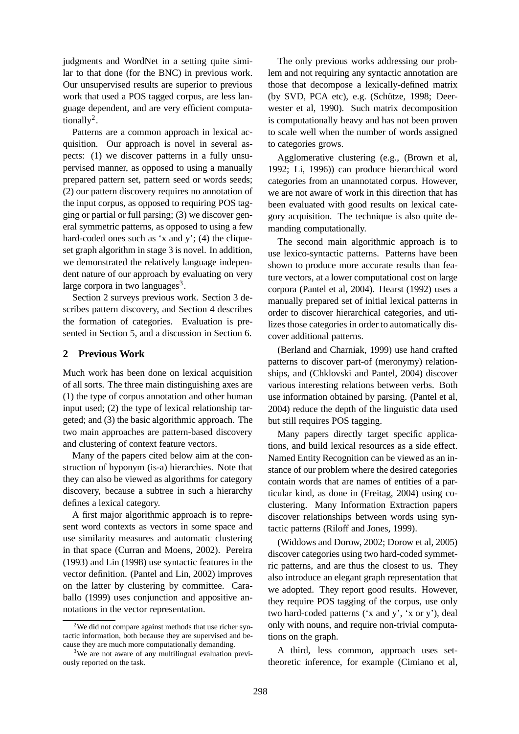judgments and WordNet in a setting quite similar to that done (for the BNC) in previous work. Our unsupervised results are superior to previous work that used a POS tagged corpus, are less language dependent, and are very efficient computationally[2].

Patterns are a common approach in lexical acquisition. Our approach is novel in several aspects: (1) we discover patterns in a fully unsupervised manner, as opposed to using a manually prepared pattern set, pattern seed or words seeds; (2) our pattern discovery requires no annotation of the input corpus, as opposed to requiring POS tagging or partial or full parsing; (3) we discover general symmetric patterns, as opposed to using a few hard-coded ones such as 'x and y'; (4) the clique-set graph algorithm in stage 3 is novel. In addition, we demonstrated the relatively language independent nature of our approach by evaluating on very large corpora in two languages[3].

Section 2 surveys previous work. Section 3 describes pattern discovery, and Section 4 describes the formation of categories. Evaluation is presented in Section 5, and a discussion in Section 6.

## 2 Previous Work

Much work has been done on lexical acquisition of all sorts. The three main distinguishing axes are (1) the type of corpus annotation and other human input used; (2) the type of lexical relationship targeted; and (3) the basic algorithmic approach. The two main approaches are pattern-based discovery and clustering of context feature vectors.

Many of the papers cited below aim at the construction of hyponym (is-a) hierarchies. Note that they can also be viewed as algorithms for category discovery, because a subtree in such a hierarchy defines a lexical category.

A first major algorithmic approach is to represent word contexts as vectors in some space and use similarity measures and automatic clustering in that space (Curran and Moens, 2002). Pereira (1993) and Lin (1998) use syntactic features in the vector definition. (Pantel and Lin, 2002) improves on the latter by clustering by committee. Caraballo (1999) uses conjunction and appositive annotations in the vector representation.

The only previous works addressing our problem and not requiring any syntactic annotation are those that decompose a lexically-defined matrix (by SVD, PCA etc), e.g. (Schütze, 1998; Deerwester et al, 1990). Such matrix decomposition is computationally heavy and has not been proven to scale well when the number of words assigned to categories grows.

Agglomerative clustering (e.g., (Brown et al, 1992; Li, 1996)) can produce hierarchical word categories from an unannotated corpus. However, we are not aware of work in this direction that has been evaluated with good results on lexical category acquisition. The technique is also quite demanding computationally.

The second main algorithmic approach is to use lexico-syntactic patterns. Patterns have been shown to produce more accurate results than feature vectors, at a lower computational cost on large corpora (Pantel et al, 2004). Hearst (1992) uses a manually prepared set of initial lexical patterns in order to discover hierarchical categories, and utilizes those categories in order to automatically discover additional patterns.

(Berland and Charniak, 1999) use hand crafted patterns to discover part-of (meronymy) relationships, and (Chklovski and Pantel, 2004) discover various interesting relations between verbs. Both use information obtained by parsing. (Pantel et al, 2004) reduce the depth of the linguistic data used but still requires POS tagging.

Many papers directly target specific applications, and build lexical resources as a side effect. Named Entity Recognition can be viewed as an instance of our problem where the desired categories contain words that are names of entities of a particular kind, as done in (Freitag, 2004) using co-clustering. Many Information Extraction papers discover relationships between words using syntactic patterns (Riloff and Jones, 1999).

(Widdows and Dorow, 2002; Dorow et al, 2005) discover categories using two hard-coded symmetric patterns, and are thus the closest to us. They also introduce an elegant graph representation that we adopted. They report good results. However, they require POS tagging of the corpus, use only two hard-coded patterns ('x and y', 'x or y'), deal only with nouns, and require non-trivial computations on the graph.

A third, less common, approach uses set-theoretic inference, for example (Cimiano et al,

---

[2] We did not compare against methods that use richer syntactic information, both because they are supervised and because they are much more computationally demanding.

[3] We are not aware of any multilingual evaluation previously reported on the task.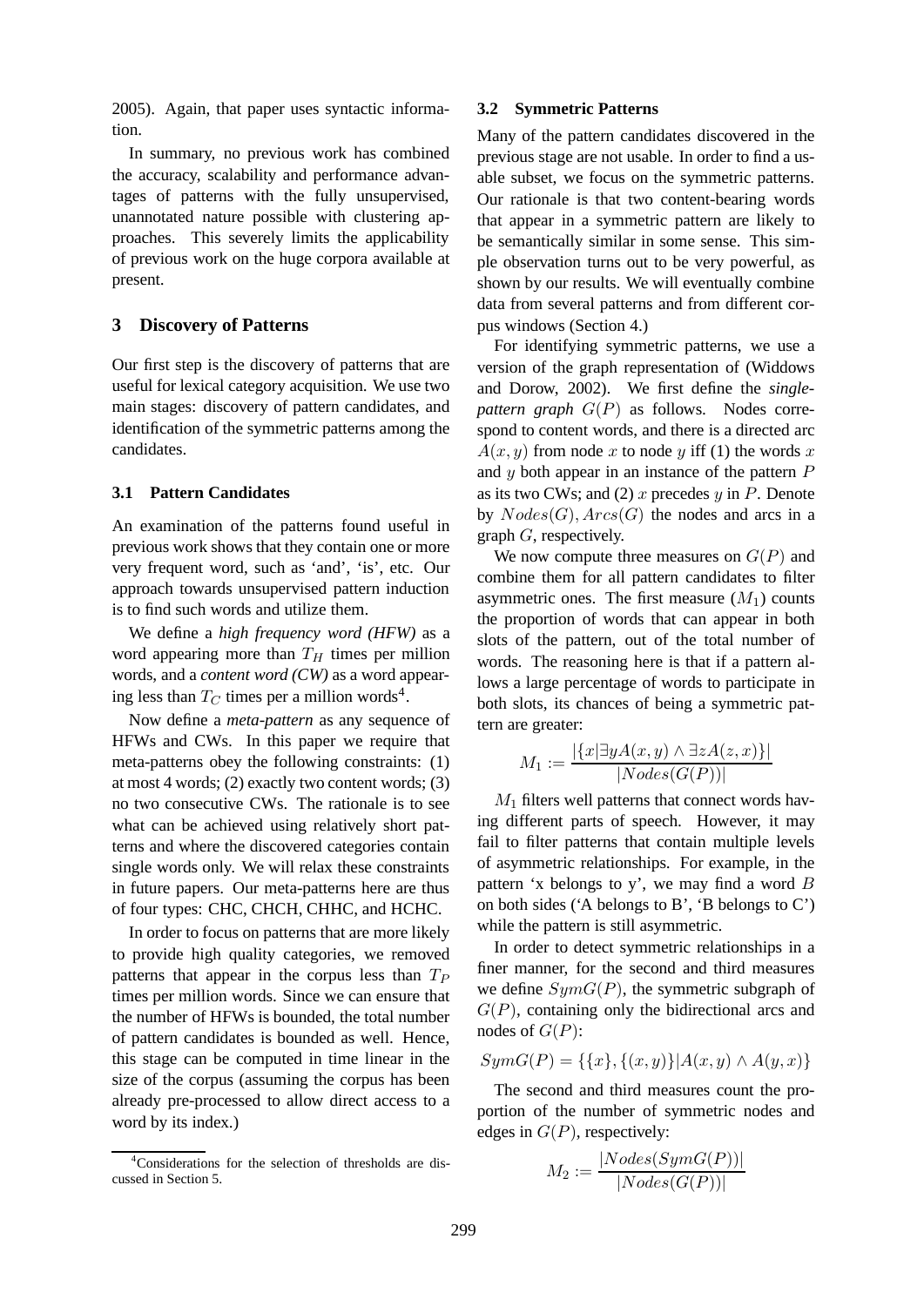2005). Again, that paper uses syntactic information.

In summary, no previous work has combined the accuracy, scalability and performance advantages of patterns with the fully unsupervised, unannotated nature possible with clustering approaches. This severely limits the applicability of previous work on the huge corpora available at present.

## 3 Discovery of Patterns

Our first step is the discovery of patterns that are useful for lexical category acquisition. We use two main stages: discovery of pattern candidates, and identification of the symmetric patterns among the candidates.

### 3.1 Pattern Candidates

An examination of the patterns found useful in previous work shows that they contain one or more very frequent word, such as 'and', 'is', etc. Our approach towards unsupervised pattern induction is to find such words and utilize them.

We define a *high frequency word (HFW)* as a word appearing more than $T_H$ times per million words, and a *content word (CW)* as a word appearing less than $T_C$ times per a million words[4].

Now define a *meta-pattern* as any sequence of HFWs and CWs. In this paper we require that meta-patterns obey the following constraints: (1) at most 4 words; (2) exactly two content words; (3) no two consecutive CWs. The rationale is to see what can be achieved using relatively short patterns and where the discovered categories contain single words only. We will relax these constraints in future papers. Our meta-patterns here are thus of four types: CHC, CHCH, CHHC, and HCHC.

In order to focus on patterns that are more likely to provide high quality categories, we removed patterns that appear in the corpus less than $T_P$ times per million words. Since we can ensure that the number of HFWs is bounded, the total number of pattern candidates is bounded as well. Hence, this stage can be computed in time linear in the size of the corpus (assuming the corpus has been already pre-processed to allow direct access to a word by its index.)

[4]Considerations for the selection of thresholds are discussed in Section 5.

### 3.2 Symmetric Patterns

Many of the pattern candidates discovered in the previous stage are not usable. In order to find a usable subset, we focus on the symmetric patterns. Our rationale is that two content-bearing words that appear in a symmetric pattern are likely to be semantically similar in some sense. This simple observation turns out to be very powerful, as shown by our results. We will eventually combine data from several patterns and from different corpus windows (Section 4.)

For identifying symmetric patterns, we use a version of the graph representation of (Widdows and Dorow, 2002). We first define the *single-pattern graph* $G(P)$ as follows. Nodes correspond to content words, and there is a directed arc $A(x, y)$ from node $x$ to node $y$ iff (1) the words $x$ and $y$ both appear in an instance of the pattern $P$ as its two CWs; and (2) $x$ precedes $y$ in $P$. Denote by $Nodes(G), Arcs(G)$ the nodes and arcs in a graph $G$, respectively.

We now compute three measures on $G(P)$ and combine them for all pattern candidates to filter asymmetric ones. The first measure ($M_1$) counts the proportion of words that can appear in both slots of the pattern, out of the total number of words. The reasoning here is that if a pattern allows a large percentage of words to participate in both slots, its chances of being a symmetric pattern are greater:

$$M_1 := \frac{|\{x|\exists y A(x,y) \land \exists z A(z,x)\}|}{|Nodes(G(P))|}$$

$M_1$ filters well patterns that connect words having different parts of speech. However, it may fail to filter patterns that contain multiple levels of asymmetric relationships. For example, in the pattern 'x belongs to y', we may find a word $B$ on both sides ('A belongs to B', 'B belongs to C') while the pattern is still asymmetric.

In order to detect symmetric relationships in a finer manner, for the second and third measures we define $SymG(P)$, the symmetric subgraph of $G(P)$, containing only the bidirectional arcs and nodes of $G(P)$:

$$SymG(P) = \{\{x\}, \{(x,y)\}|A(x,y) \land A(y,x)\}$$

The second and third measures count the proportion of the number of symmetric nodes and edges in $G(P)$, respectively:

$$M_2 := \frac{|Nodes(SymG(P))|}{|Nodes(G(P))|}$$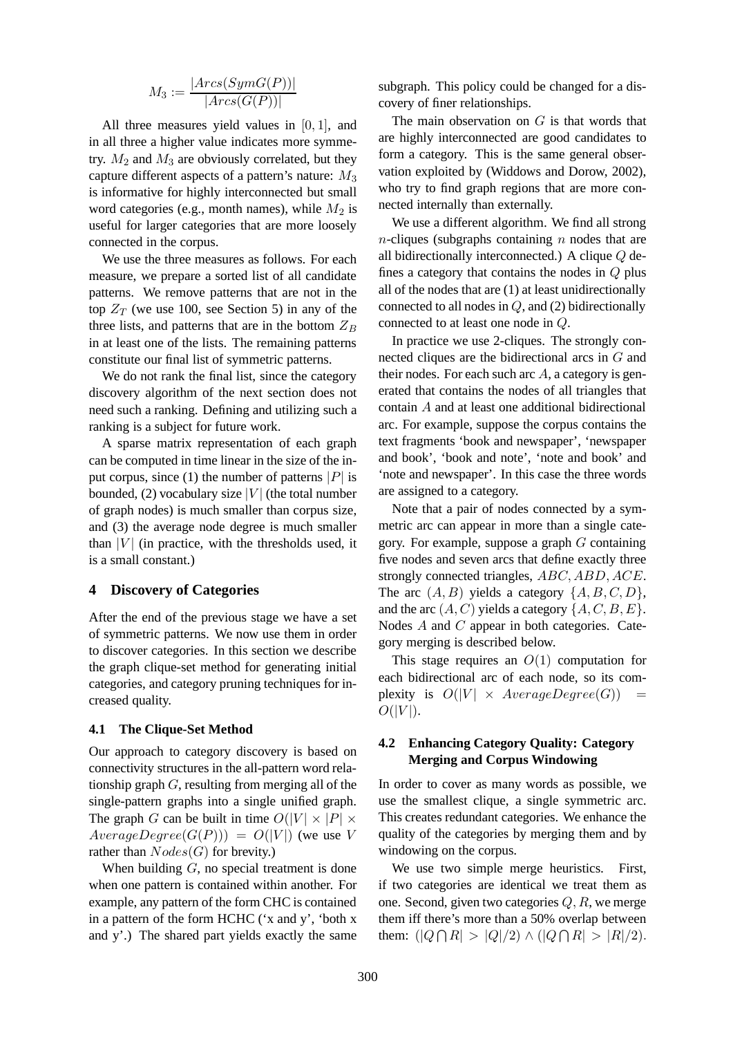$$M_3 := \frac{|Arcs(SymG(P))|}{|Arcs(G(P))|}$$

All three measures yield values in $[0, 1]$, and in all three a higher value indicates more symmetry. $M_2$ and $M_3$ are obviously correlated, but they capture different aspects of a pattern's nature: $M_3$ is informative for highly interconnected but small word categories (e.g., month names), while $M_2$ is useful for larger categories that are more loosely connected in the corpus.

We use the three measures as follows. For each measure, we prepare a sorted list of all candidate patterns. We remove patterns that are not in the top $Z_T$ (we use 100, see Section 5) in any of the three lists, and patterns that are in the bottom $Z_B$ in at least one of the lists. The remaining patterns constitute our final list of symmetric patterns.

We do not rank the final list, since the category discovery algorithm of the next section does not need such a ranking. Defining and utilizing such a ranking is a subject for future work.

A sparse matrix representation of each graph can be computed in time linear in the size of the input corpus, since (1) the number of patterns $|P|$ is bounded, (2) vocabulary size $|V|$ (the total number of graph nodes) is much smaller than corpus size, and (3) the average node degree is much smaller than $|V|$ (in practice, with the thresholds used, it is a small constant.)

## 4 Discovery of Categories

After the end of the previous stage we have a set of symmetric patterns. We now use them in order to discover categories. In this section we describe the graph clique-set method for generating initial categories, and category pruning techniques for increased quality.

### 4.1 The Clique-Set Method

Our approach to category discovery is based on connectivity structures in the all-pattern word relationship graph $G$, resulting from merging all of the single-pattern graphs into a single unified graph. The graph $G$ can be built in time $O(|V| \times |P| \times AverageDegree(G(P))) = O(|V|)$ (we use $V$ rather than $Nodes(G)$ for brevity.)

When building $G$, no special treatment is done when one pattern is contained within another. For example, any pattern of the form CHC is contained in a pattern of the form HCHC ('x and y', 'both x and y'.) The shared part yields exactly the same subgraph. This policy could be changed for a discovery of finer relationships.

The main observation on $G$ is that words that are highly interconnected are good candidates to form a category. This is the same general observation exploited by (Widdows and Dorow, 2002), who try to find graph regions that are more connected internally than externally.

We use a different algorithm. We find all strong $n$-cliques (subgraphs containing $n$ nodes that are all bidirectionally interconnected.) A clique $Q$ defines a category that contains the nodes in $Q$ plus all of the nodes that are (1) at least unidirectionally connected to all nodes in $Q$, and (2) bidirectionally connected to at least one node in $Q$.

In practice we use 2-cliques. The strongly connected cliques are the bidirectional arcs in $G$ and their nodes. For each such arc $A$, a category is generated that contains the nodes of all triangles that contain $A$ and at least one additional bidirectional arc. For example, suppose the corpus contains the text fragments 'book and newspaper', 'newspaper and book', 'book and note', 'note and book' and 'note and newspaper'. In this case the three words are assigned to a category.

Note that a pair of nodes connected by a symmetric arc can appear in more than a single category. For example, suppose a graph $G$ containing five nodes and seven arcs that define exactly three strongly connected triangles, $ABC, ABD, ACE$. The arc $(A, B)$ yields a category $\{A, B, C, D\}$, and the arc $(A, C)$ yields a category $\{A, C, B, E\}$. Nodes $A$ and $C$ appear in both categories. Category merging is described below.

This stage requires an $O(1)$ computation for each bidirectional arc of each node, so its complexity is $O(|V| \times AverageDegree(G)) = O(|V|)$.

### 4.2 Enhancing Category Quality: Category Merging and Corpus Windowing

In order to cover as many words as possible, we use the smallest clique, a single symmetric arc. This creates redundant categories. We enhance the quality of the categories by merging them and by windowing on the corpus.

We use two simple merge heuristics. First, if two categories are identical we treat them as one. Second, given two categories $Q, R$, we merge them iff there's more than a 50% overlap between them: $(|Q \bigcap R| > |Q|/2) \wedge (|Q \bigcap R| > |R|/2)$.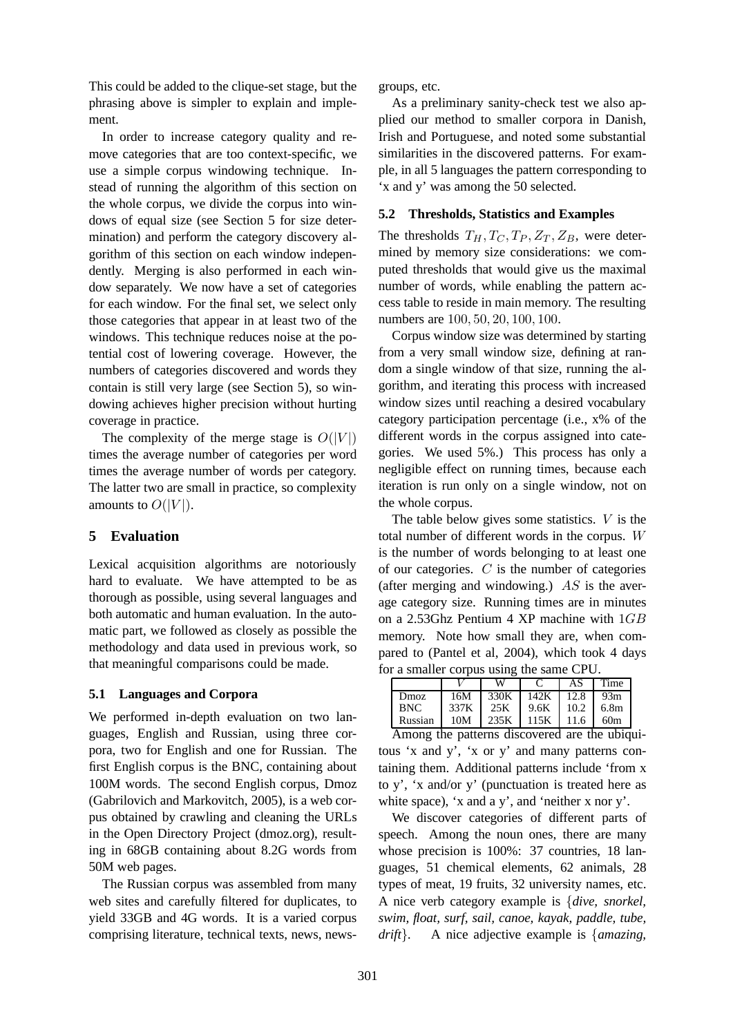This could be added to the clique-set stage, but the phrasing above is simpler to explain and implement.

In order to increase category quality and remove categories that are too context-specific, we use a simple corpus windowing technique. Instead of running the algorithm of this section on the whole corpus, we divide the corpus into windows of equal size (see Section 5 for size determination) and perform the category discovery algorithm of this section on each window independently. Merging is also performed in each window separately. We now have a set of categories for each window. For the final set, we select only those categories that appear in at least two of the windows. This technique reduces noise at the potential cost of lowering coverage. However, the numbers of categories discovered and words they contain is still very large (see Section 5), so windowing achieves higher precision without hurting coverage in practice.

The complexity of the merge stage is $O(|V|)$ times the average number of categories per word times the average number of words per category. The latter two are small in practice, so complexity amounts to $O(|V|)$.

## 5 Evaluation

Lexical acquisition algorithms are notoriously hard to evaluate. We have attempted to be as thorough as possible, using several languages and both automatic and human evaluation. In the automatic part, we followed as closely as possible the methodology and data used in previous work, so that meaningful comparisons could be made.

### 5.1 Languages and Corpora

We performed in-depth evaluation on two languages, English and Russian, using three corpora, two for English and one for Russian. The first English corpus is the BNC, containing about 100M words. The second English corpus, Dmoz (Gabrilovich and Markovitch, 2005), is a web corpus obtained by crawling and cleaning the URLs in the Open Directory Project (dmoz.org), resulting in 68GB containing about 8.2G words from 50M web pages.

The Russian corpus was assembled from many web sites and carefully filtered for duplicates, to yield 33GB and 4G words. It is a varied corpus comprising literature, technical texts, news, newsgroups, etc.

As a preliminary sanity-check test we also applied our method to smaller corpora in Danish, Irish and Portuguese, and noted some substantial similarities in the discovered patterns. For example, in all 5 languages the pattern corresponding to 'x and y' was among the 50 selected.

### 5.2 Thresholds, Statistics and Examples

The thresholds $T_H, T_C, T_P, Z_T, Z_B$, were determined by memory size considerations: we computed thresholds that would give us the maximal number of words, while enabling the pattern access table to reside in main memory. The resulting numbers are $100, 50, 20, 100, 100$.

Corpus window size was determined by starting from a very small window size, defining at random a single window of that size, running the algorithm, and iterating this process with increased window sizes until reaching a desired vocabulary category participation percentage (i.e., x% of the different words in the corpus assigned into categories. We used 5%.) This process has only a negligible effect on running times, because each iteration is run only on a single window, not on the whole corpus.

The table below gives some statistics. $V$ is the total number of different words in the corpus. $W$ is the number of words belonging to at least one of our categories. $C$ is the number of categories (after merging and windowing.) $AS$ is the average category size. Running times are in minutes on a 2.53Ghz Pentium 4 XP machine with $1GB$ memory. Note how small they are, when compared to (Pantel et al, 2004), which took 4 days for a smaller corpus using the same CPU.

| | $V$ | W | C | AS | Time |
|---|---|---|---|---|---|
| Dmoz | 16M | 330K | 142K | 12.8 | 93m |
| BNC | 337K | 25K | 9.6K | 10.2 | 6.8m |
| Russian | 10M | 235K | 115K | 11.6 | 60m |

Among the patterns discovered are the ubiquitous 'x and y', 'x or y' and many patterns containing them. Additional patterns include 'from x to y', 'x and/or y' (punctuation is treated here as white space), 'x and a y', and 'neither x nor y'.

We discover categories of different parts of speech. Among the noun ones, there are many whose precision is 100%: 37 countries, 18 languages, 51 chemical elements, 62 animals, 28 types of meat, 19 fruits, 32 university names, etc. A nice verb category example is {*dive, snorkel, swim, float, surf, sail, canoe, kayak, paddle, tube, drift*}. A nice adjective example is {*amazing,*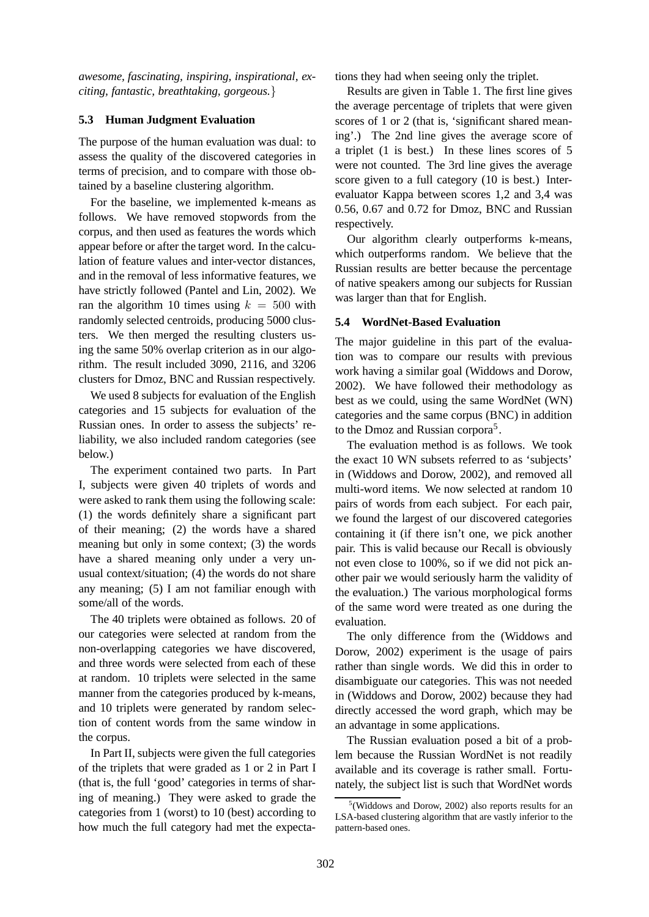*awesome, fascinating, inspiring, inspirational, exciting, fantastic, breathtaking, gorgeous.*}

### 5.3 Human Judgment Evaluation

The purpose of the human evaluation was dual: to assess the quality of the discovered categories in terms of precision, and to compare with those obtained by a baseline clustering algorithm.

For the baseline, we implemented k-means as follows. We have removed stopwords from the corpus, and then used as features the words which appear before or after the target word. In the calculation of feature values and inter-vector distances, and in the removal of less informative features, we have strictly followed (Pantel and Lin, 2002). We ran the algorithm 10 times using $k = 500$ with randomly selected centroids, producing 5000 clusters. We then merged the resulting clusters using the same 50% overlap criterion as in our algorithm. The result included 3090, 2116, and 3206 clusters for Dmoz, BNC and Russian respectively.

We used 8 subjects for evaluation of the English categories and 15 subjects for evaluation of the Russian ones. In order to assess the subjects' reliability, we also included random categories (see below.)

The experiment contained two parts. In Part I, subjects were given 40 triplets of words and were asked to rank them using the following scale: (1) the words definitely share a significant part of their meaning; (2) the words have a shared meaning but only in some context; (3) the words have a shared meaning only under a very unusual context/situation; (4) the words do not share any meaning; (5) I am not familiar enough with some/all of the words.

The 40 triplets were obtained as follows. 20 of our categories were selected at random from the non-overlapping categories we have discovered, and three words were selected from each of these at random. 10 triplets were selected in the same manner from the categories produced by k-means, and 10 triplets were generated by random selection of content words from the same window in the corpus.

In Part II, subjects were given the full categories of the triplets that were graded as 1 or 2 in Part I (that is, the full 'good' categories in terms of sharing of meaning.) They were asked to grade the categories from 1 (worst) to 10 (best) according to how much the full category had met the expectations they had when seeing only the triplet.

Results are given in Table 1. The first line gives the average percentage of triplets that were given scores of 1 or 2 (that is, 'significant shared meaning'.) The 2nd line gives the average score of a triplet (1 is best.) In these lines scores of 5 were not counted. The 3rd line gives the average score given to a full category (10 is best.) Inter-evaluator Kappa between scores 1,2 and 3,4 was 0.56, 0.67 and 0.72 for Dmoz, BNC and Russian respectively.

Our algorithm clearly outperforms k-means, which outperforms random. We believe that the Russian results are better because the percentage of native speakers among our subjects for Russian was larger than that for English.

### 5.4 WordNet-Based Evaluation

The major guideline in this part of the evaluation was to compare our results with previous work having a similar goal (Widdows and Dorow, 2002). We have followed their methodology as best as we could, using the same WordNet (WN) categories and the same corpus (BNC) in addition to the Dmoz and Russian corpora[5].

The evaluation method is as follows. We took the exact 10 WN subsets referred to as 'subjects' in (Widdows and Dorow, 2002), and removed all multi-word items. We now selected at random 10 pairs of words from each subject. For each pair, we found the largest of our discovered categories containing it (if there isn't one, we pick another pair. This is valid because our Recall is obviously not even close to 100%, so if we did not pick another pair we would seriously harm the validity of the evaluation.) The various morphological forms of the same word were treated as one during the evaluation.

The only difference from the (Widdows and Dorow, 2002) experiment is the usage of pairs rather than single words. We did this in order to disambiguate our categories. This was not needed in (Widdows and Dorow, 2002) because they had directly accessed the word graph, which may be an advantage in some applications.

The Russian evaluation posed a bit of a problem because the Russian WordNet is not readily available and its coverage is rather small. Fortunately, the subject list is such that WordNet words

[5](Widdows and Dorow, 2002) also reports results for an LSA-based clustering algorithm that are vastly inferior to the pattern-based ones.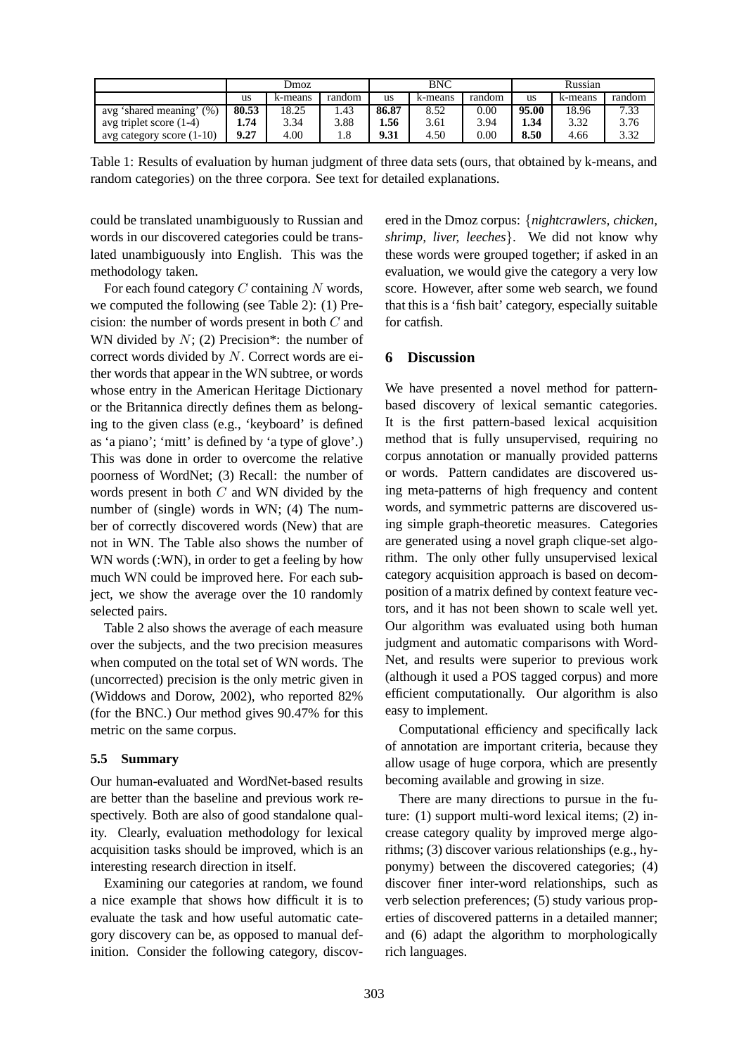| | Dmoz | | | BNC | | | Russian | | |
|---|---|---|---|---|---|---|---|---|---|
| | us | k-means | random | us | k-means | random | us | k-means | random |
| avg 'shared meaning' (%) | **80.53** | 18.25 | 1.43 | **86.87** | 8.52 | 0.00 | **95.00** | 18.96 | 7.33 |
| avg triplet score (1-4) | **1.74** | 3.34 | 3.88 | **1.56** | 3.61 | 3.94 | **1.34** | 3.32 | 3.76 |
| avg category score (1-10) | **9.27** | 4.00 | 1.8 | **9.31** | 4.50 | 0.00 | **8.50** | 4.66 | 3.32 |

Table 1: Results of evaluation by human judgment of three data sets (ours, that obtained by k-means, and random categories) on the three corpora. See text for detailed explanations.

could be translated unambiguously to Russian and words in our discovered categories could be translated unambiguously into English. This was the methodology taken.

For each found category $C$ containing $N$ words, we computed the following (see Table 2): (1) Precision: the number of words present in both $C$ and WN divided by $N$; (2) Precision*: the number of correct words divided by $N$. Correct words are either words that appear in the WN subtree, or words whose entry in the American Heritage Dictionary or the Britannica directly defines them as belonging to the given class (e.g., 'keyboard' is defined as 'a piano'; 'mitt' is defined by 'a type of glove'.) This was done in order to overcome the relative poorness of WordNet; (3) Recall: the number of words present in both $C$ and WN divided by the number of (single) words in WN; (4) The number of correctly discovered words (New) that are not in WN. The Table also shows the number of WN words (:WN), in order to get a feeling by how much WN could be improved here. For each subject, we show the average over the 10 randomly selected pairs.

Table 2 also shows the average of each measure over the subjects, and the two precision measures when computed on the total set of WN words. The (uncorrected) precision is the only metric given in (Widdows and Dorow, 2002), who reported 82% (for the BNC.) Our method gives 90.47% for this metric on the same corpus.

### 5.5 Summary

Our human-evaluated and WordNet-based results are better than the baseline and previous work respectively. Both are also of good standalone quality. Clearly, evaluation methodology for lexical acquisition tasks should be improved, which is an interesting research direction in itself.

Examining our categories at random, we found a nice example that shows how difficult it is to evaluate the task and how useful automatic category discovery can be, as opposed to manual definition. Consider the following category, discovered in the Dmoz corpus: {*nightcrawlers, chicken, shrimp, liver, leeches*}. We did not know why these words were grouped together; if asked in an evaluation, we would give the category a very low score. However, after some web search, we found that this is a 'fish bait' category, especially suitable for catfish.

## 6 Discussion

We have presented a novel method for pattern-based discovery of lexical semantic categories. It is the first pattern-based lexical acquisition method that is fully unsupervised, requiring no corpus annotation or manually provided patterns or words. Pattern candidates are discovered using meta-patterns of high frequency and content words, and symmetric patterns are discovered using simple graph-theoretic measures. Categories are generated using a novel graph clique-set algorithm. The only other fully unsupervised lexical category acquisition approach is based on decomposition of a matrix defined by context feature vectors, and it has not been shown to scale well yet. Our algorithm was evaluated using both human judgment and automatic comparisons with WordNet, and results were superior to previous work (although it used a POS tagged corpus) and more efficient computationally. Our algorithm is also easy to implement.

Computational efficiency and specifically lack of annotation are important criteria, because they allow usage of huge corpora, which are presently becoming available and growing in size.

There are many directions to pursue in the future: (1) support multi-word lexical items; (2) increase category quality by improved merge algorithms; (3) discover various relationships (e.g., hyponymy) between the discovered categories; (4) discover finer inter-word relationships, such as verb selection preferences; (5) study various properties of discovered patterns in a detailed manner; and (6) adapt the algorithm to morphologically rich languages.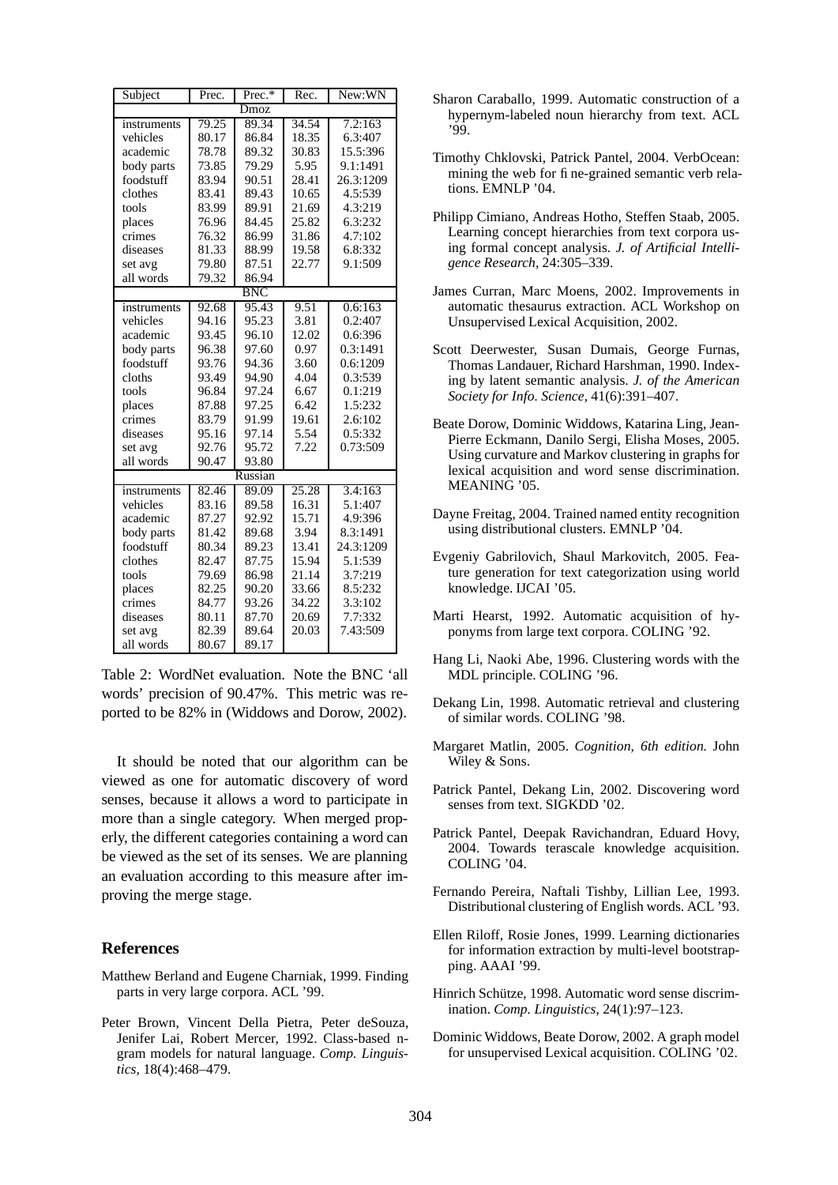| Subject | Prec. | Prec.* | Rec. | New:WN |
|---|---|---|---|---|
| Dmoz | | | | |
| instruments | 79.25 | 89.34 | 34.54 | 7.2:163 |
| vehicles | 80.17 | 86.84 | 18.35 | 6.3:407 |
| academic | 78.78 | 89.32 | 30.83 | 15.5:396 |
| body parts | 73.85 | 79.29 | 5.95 | 9.1:1491 |
| foodstuff | 83.94 | 90.51 | 28.41 | 26.3:1209 |
| clothes | 83.41 | 89.43 | 10.65 | 4.5:539 |
| tools | 83.99 | 89.91 | 21.69 | 4.3:219 |
| places | 76.96 | 84.45 | 25.82 | 6.3:232 |
| crimes | 76.32 | 86.99 | 31.86 | 4.7:102 |
| diseases | 81.33 | 88.99 | 19.58 | 6.8:332 |
| set avg | 79.80 | 87.51 | 22.77 | 9.1:509 |
| all words | 79.32 | 86.94 | | |
| BNC | | | | |
| instruments | 92.68 | 95.43 | 9.51 | 0.6:163 |
| vehicles | 94.16 | 95.23 | 3.81 | 0.2:407 |
| academic | 93.45 | 96.10 | 12.02 | 0.6:396 |
| body parts | 96.38 | 97.60 | 0.97 | 0.3:1491 |
| foodstuff | 93.76 | 94.36 | 3.60 | 0.6:1209 |
| cloths | 93.49 | 94.90 | 4.04 | 0.3:539 |
| tools | 96.84 | 97.24 | 6.67 | 0.1:219 |
| places | 87.88 | 97.25 | 6.42 | 1.5:232 |
| crimes | 83.79 | 91.99 | 19.61 | 2.6:102 |
| diseases | 95.16 | 97.14 | 5.54 | 0.5:332 |
| set avg | 92.76 | 95.72 | 7.22 | 0.73:509 |
| all words | 90.47 | 93.80 | | |
| Russian | | | | |
| instruments | 82.46 | 89.09 | 25.28 | 3.4:163 |
| vehicles | 83.16 | 89.58 | 16.31 | 5.1:407 |
| academic | 87.27 | 92.92 | 15.71 | 4.9:396 |
| body parts | 81.42 | 89.68 | 3.94 | 8.3:1491 |
| foodstuff | 80.34 | 89.23 | 13.41 | 24.3:1209 |
| clothes | 82.47 | 87.75 | 15.94 | 5.1:539 |
| tools | 79.69 | 86.98 | 21.14 | 3.7:219 |
| places | 82.25 | 90.20 | 33.66 | 8.5:232 |
| crimes | 84.77 | 93.26 | 34.22 | 3.3:102 |
| diseases | 80.11 | 87.70 | 20.69 | 7.7:332 |
| set avg | 82.39 | 89.64 | 20.03 | 7.43:509 |
| all words | 80.67 | 89.17 | | |

Table 2: WordNet evaluation. Note the BNC 'all words' precision of 90.47%. This metric was reported to be 82% in (Widdows and Dorow, 2002).

It should be noted that our algorithm can be viewed as one for automatic discovery of word senses, because it allows a word to participate in more than a single category. When merged properly, the different categories containing a word can be viewed as the set of its senses. We are planning an evaluation according to this measure after improving the merge stage.

## References

Matthew Berland and Eugene Charniak, 1999. Finding parts in very large corpora. ACL '99.

Peter Brown, Vincent Della Pietra, Peter deSouza, Jenifer Lai, Robert Mercer, 1992. Class-based n-gram models for natural language. *Comp. Linguistics*, 18(4):468–479.

Sharon Caraballo, 1999. Automatic construction of a hypernym-labeled noun hierarchy from text. ACL '99.

Timothy Chklovski, Patrick Pantel, 2004. VerbOcean: mining the web for fine-grained semantic verb relations. EMNLP '04.

Philipp Cimiano, Andreas Hotho, Steffen Staab, 2005. Learning concept hierarchies from text corpora using formal concept analysis. *J. of Artificial Intelligence Research*, 24:305–339.

James Curran, Marc Moens, 2002. Improvements in automatic thesaurus extraction. ACL Workshop on Unsupervised Lexical Acquisition, 2002.

Scott Deerwester, Susan Dumais, George Furnas, Thomas Landauer, Richard Harshman, 1990. Indexing by latent semantic analysis. *J. of the American Society for Info. Science*, 41(6):391–407.

Beate Dorow, Dominic Widdows, Katarina Ling, Jean-Pierre Eckmann, Danilo Sergi, Elisha Moses, 2005. Using curvature and Markov clustering in graphs for lexical acquisition and word sense discrimination. MEANING '05.

Dayne Freitag, 2004. Trained named entity recognition using distributional clusters. EMNLP '04.

Evgeniy Gabrilovich, Shaul Markovitch, 2005. Feature generation for text categorization using world knowledge. IJCAI '05.

Marti Hearst, 1992. Automatic acquisition of hyponyms from large text corpora. COLING '92.

Hang Li, Naoki Abe, 1996. Clustering words with the MDL principle. COLING '96.

Dekang Lin, 1998. Automatic retrieval and clustering of similar words. COLING '98.

Margaret Matlin, 2005. *Cognition, 6th edition.* John Wiley & Sons.

Patrick Pantel, Dekang Lin, 2002. Discovering word senses from text. SIGKDD '02.

Patrick Pantel, Deepak Ravichandran, Eduard Hovy, 2004. Towards terascale knowledge acquisition. COLING '04.

Fernando Pereira, Naftali Tishby, Lillian Lee, 1993. Distributional clustering of English words. ACL '93.

Ellen Riloff, Rosie Jones, 1999. Learning dictionaries for information extraction by multi-level bootstrapping. AAAI '99.

Hinrich Schütze, 1998. Automatic word sense discrimination. *Comp. Linguistics*, 24(1):97–123.

Dominic Widdows, Beate Dorow, 2002. A graph model for unsupervised Lexical acquisition. COLING '02.